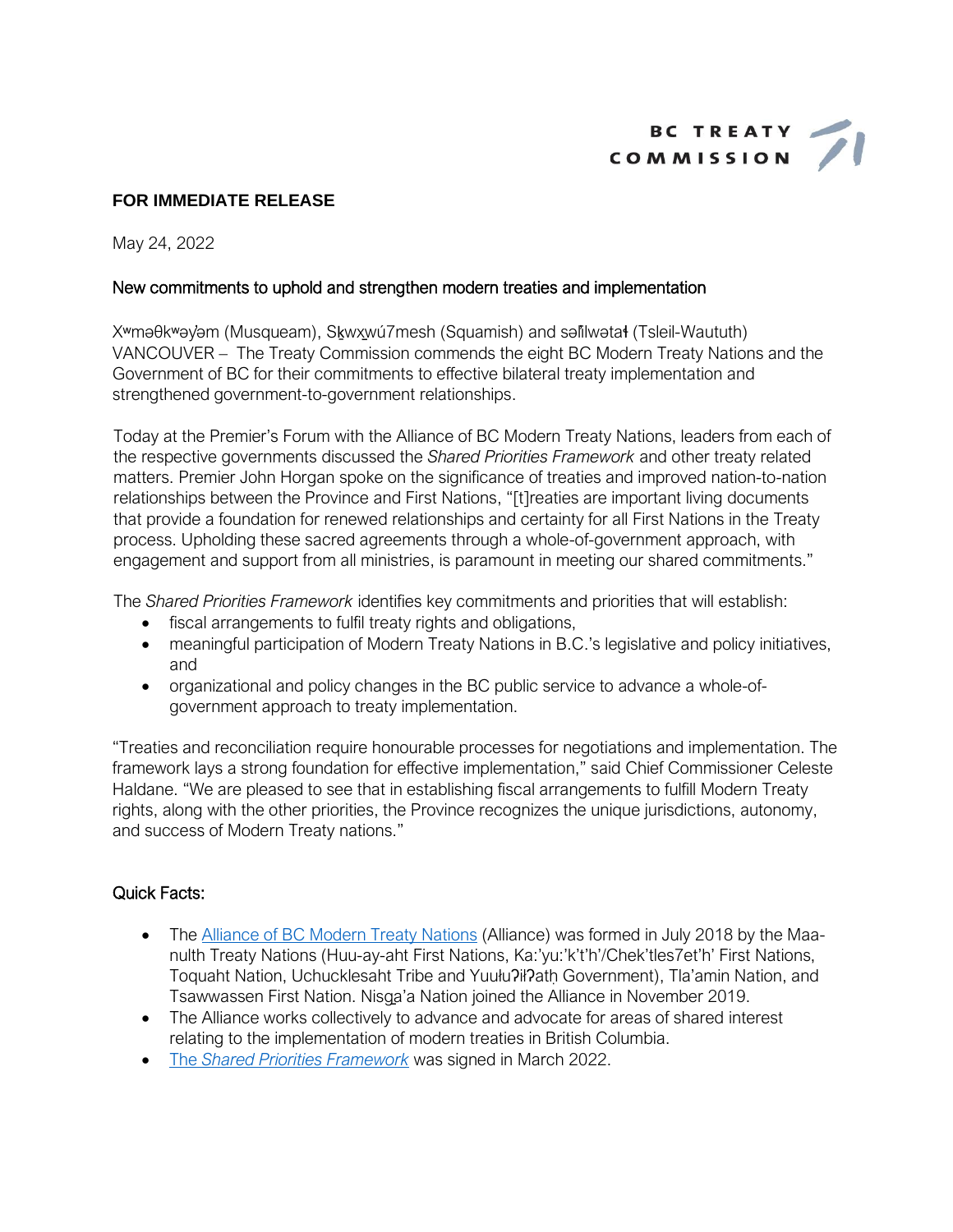BC TREATY COMMISSION

**FOR IMMEDIATE RELEASE**

May 24, 2022

## New commitments to uphold and strengthen modern treaties and implementation

Xʷməθkʷəy̓əm (Musqueam), Sḵwx̱wú7mesh (Squamish) and səl̓ilwətaɬ (Tsleil-Waututh) VANCOUVER – The Treaty Commission commends the eight BC Modern Treaty Nations and the Government of BC for their commitments to effective bilateral treaty implementation and strengthened government-to-government relationships.

Today at the Premier's Forum with the Alliance of BC Modern Treaty Nations, leaders from each of the respective governments discussed the *Shared Priorities Framework* and other treaty related matters. Premier John Horgan spoke on the significance of treaties and improved nation-to-nation relationships between the Province and First Nations, "[t]reaties are important living documents that provide a foundation for renewed relationships and certainty for all First Nations in the Treaty process. Upholding these sacred agreements through a whole-of-government approach, with engagement and support from all ministries, is paramount in meeting our shared commitments."

The *Shared Priorities Framework* identifies key commitments and priorities that will establish:

- fiscal arrangements to fulfil treaty rights and obligations,
- meaningful participation of Modern Treaty Nations in B.C.'s legislative and policy initiatives, and
- organizational and policy changes in the BC public service to advance a whole-of-government approach to treaty implementation.

"Treaties and reconciliation require honourable processes for negotiations and implementation. The framework lays a strong foundation for effective implementation," said Chief Commissioner Celeste Haldane. "We are pleased to see that in establishing fiscal arrangements to fulfill Modern Treaty rights, along with the other priorities, the Province recognizes the unique jurisdictions, autonomy, and success of Modern Treaty nations."

### Quick Facts:

- The Alliance of BC Modern Treaty Nations (Alliance) was formed in July 2018 by the Maa-nulth Treaty Nations (Huu-ay-aht First Nations, Ka:'yu:'k't'h'/Chek'tles7et'h' First Nations, Toquaht Nation, Uchucklesaht Tribe and Yuułuʔiłʔatḥ Government), Tla'amin Nation, and Tsawwassen First Nation. Nisg̱a'a Nation joined the Alliance in November 2019.
- The Alliance works collectively to advance and advocate for areas of shared interest relating to the implementation of modern treaties in British Columbia.
- The *Shared Priorities Framework* was signed in March 2022.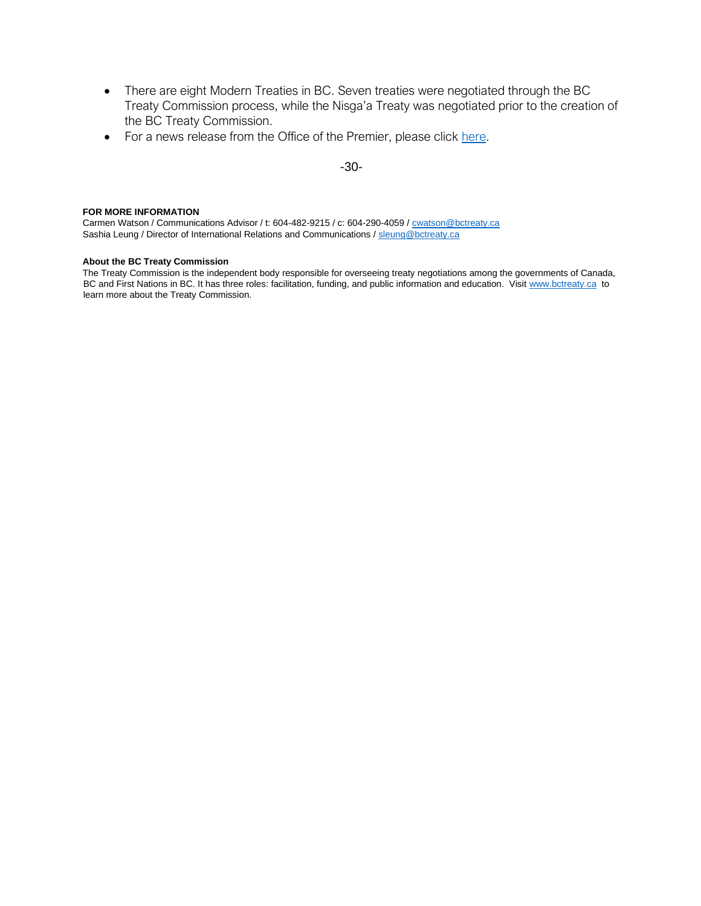- There are eight Modern Treaties in BC. Seven treaties were negotiated through the BC Treaty Commission process, while the Nisga'a Treaty was negotiated prior to the creation of the BC Treaty Commission.
- For a news release from the Office of the Premier, please click here.

-30-

**FOR MORE INFORMATION**
Carmen Watson / Communications Advisor / t: 604-482-9215 / c: 604-290-4059 / cwatson@bctreaty.ca
Sashia Leung / Director of International Relations and Communications / sleung@bctreaty.ca

**About the BC Treaty Commission**
The Treaty Commission is the independent body responsible for overseeing treaty negotiations among the governments of Canada, BC and First Nations in BC. It has three roles: facilitation, funding, and public information and education. Visit www.bctreaty.ca to learn more about the Treaty Commission.